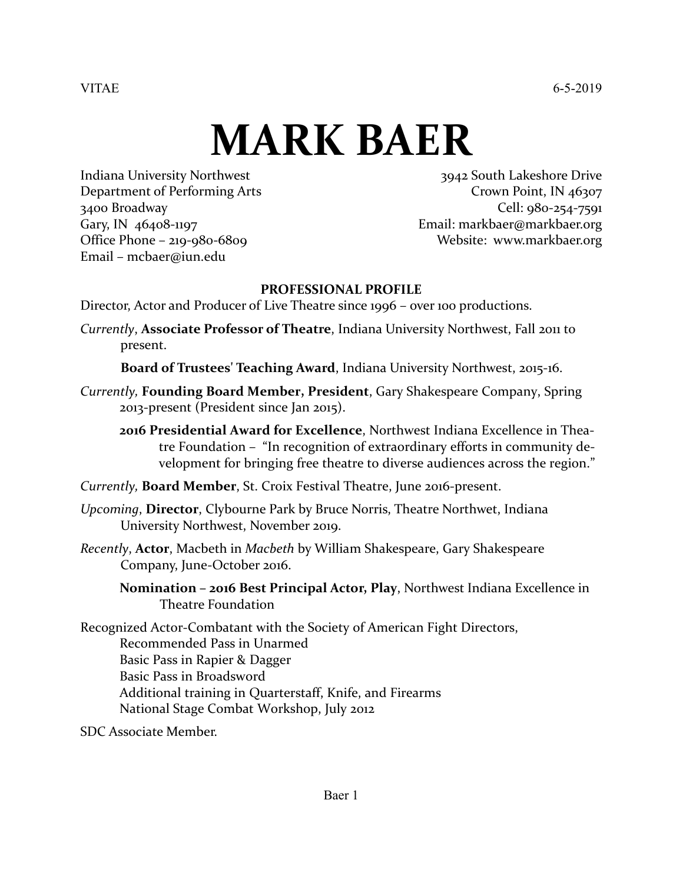VITAE 6-5-2019

# MARK BAER

Indiana University Northwest
Department of Performing Arts
3400 Broadway
Gary, IN 46408-1197
Office Phone – 219-980-6809
Email – mcbaer@iun.edu

3942 South Lakeshore Drive
Crown Point, IN 46307
Cell: 980-254-7591
Email: markbaer@markbaer.org
Website: www.markbaer.org

## PROFESSIONAL PROFILE

Director, Actor and Producer of Live Theatre since 1996 – over 100 productions.

*Currently*, **Associate Professor of Theatre**, Indiana University Northwest, Fall 2011 to present.

**Board of Trustees' Teaching Award**, Indiana University Northwest, 2015-16.

*Currently,* **Founding Board Member, President**, Gary Shakespeare Company, Spring 2013-present (President since Jan 2015).

**2016 Presidential Award for Excellence**, Northwest Indiana Excellence in Theatre Foundation – "In recognition of extraordinary efforts in community development for bringing free theatre to diverse audiences across the region."

*Currently,* **Board Member**, St. Croix Festival Theatre, June 2016-present.

*Upcoming*, **Director**, Clybourne Park by Bruce Norris, Theatre Northwet, Indiana University Northwest, November 2019.

*Recently*, **Actor**, Macbeth in *Macbeth* by William Shakespeare, Gary Shakespeare Company, June-October 2016.

**Nomination – 2016 Best Principal Actor, Play**, Northwest Indiana Excellence in Theatre Foundation

Recognized Actor-Combatant with the Society of American Fight Directors,
- Recommended Pass in Unarmed
- Basic Pass in Rapier & Dagger
- Basic Pass in Broadsword
- Additional training in Quarterstaff, Knife, and Firearms
- National Stage Combat Workshop, July 2012

SDC Associate Member.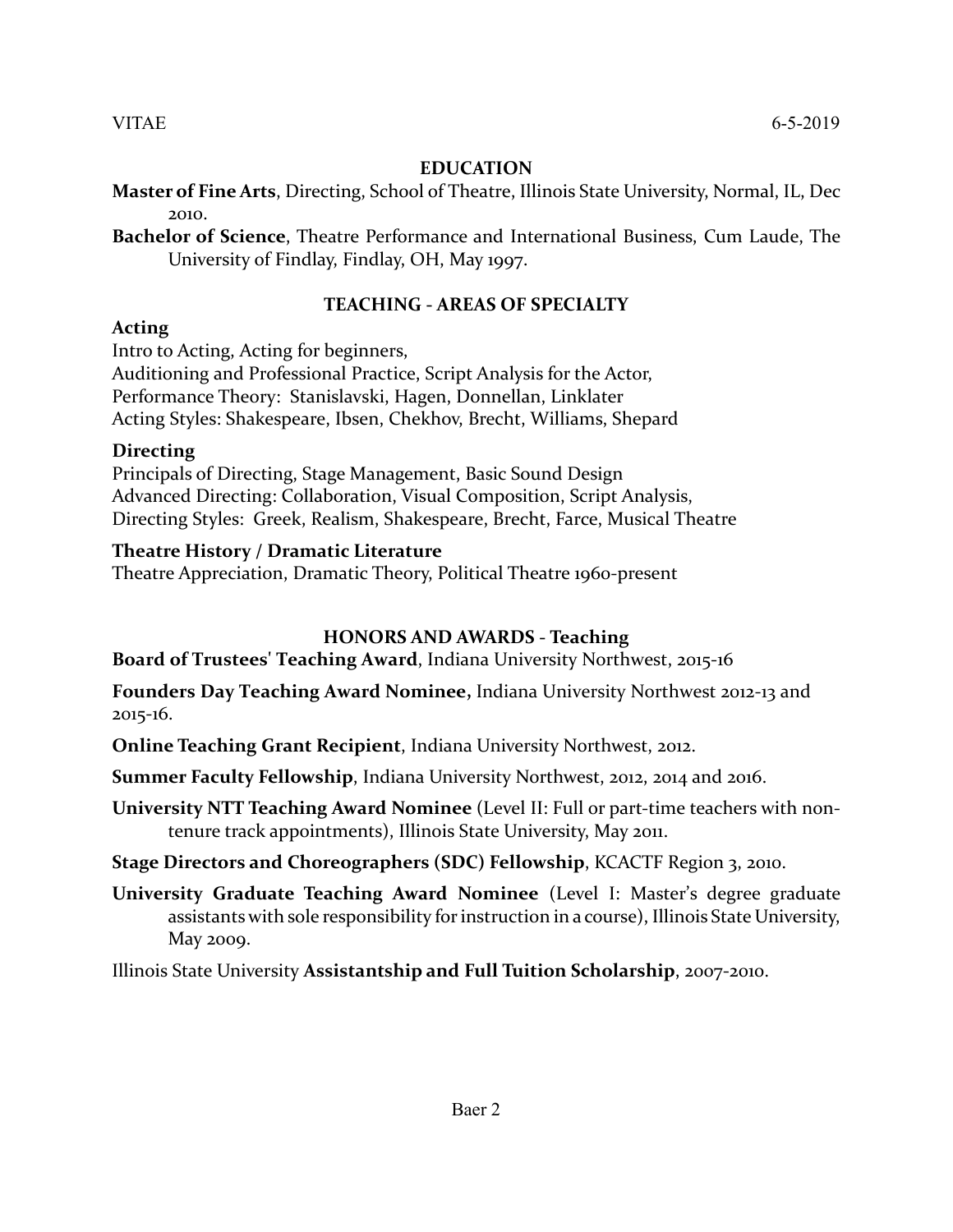VITAE 6-5-2019

## EDUCATION

**Master of Fine Arts**, Directing, School of Theatre, Illinois State University, Normal, IL, Dec 2010.

**Bachelor of Science**, Theatre Performance and International Business, Cum Laude, The University of Findlay, Findlay, OH, May 1997.

## TEACHING - AREAS OF SPECIALTY

### Acting

Intro to Acting, Acting for beginners,
Auditioning and Professional Practice, Script Analysis for the Actor,
Performance Theory: Stanislavski, Hagen, Donnellan, Linklater
Acting Styles: Shakespeare, Ibsen, Chekhov, Brecht, Williams, Shepard

### Directing

Principals of Directing, Stage Management, Basic Sound Design
Advanced Directing: Collaboration, Visual Composition, Script Analysis,
Directing Styles: Greek, Realism, Shakespeare, Brecht, Farce, Musical Theatre

### Theatre History / Dramatic Literature

Theatre Appreciation, Dramatic Theory, Political Theatre 1960-present

## HONORS AND AWARDS - Teaching

**Board of Trustees' Teaching Award**, Indiana University Northwest, 2015-16

**Founders Day Teaching Award Nominee,** Indiana University Northwest 2012-13 and 2015-16.

**Online Teaching Grant Recipient**, Indiana University Northwest, 2012.

**Summer Faculty Fellowship**, Indiana University Northwest, 2012, 2014 and 2016.

**University NTT Teaching Award Nominee** (Level II: Full or part-time teachers with non-tenure track appointments), Illinois State University, May 2011.

**Stage Directors and Choreographers (SDC) Fellowship**, KCACTF Region 3, 2010.

**University Graduate Teaching Award Nominee** (Level I: Master's degree graduate assistants with sole responsibility for instruction in a course), Illinois State University, May 2009.

Illinois State University **Assistantship and Full Tuition Scholarship**, 2007-2010.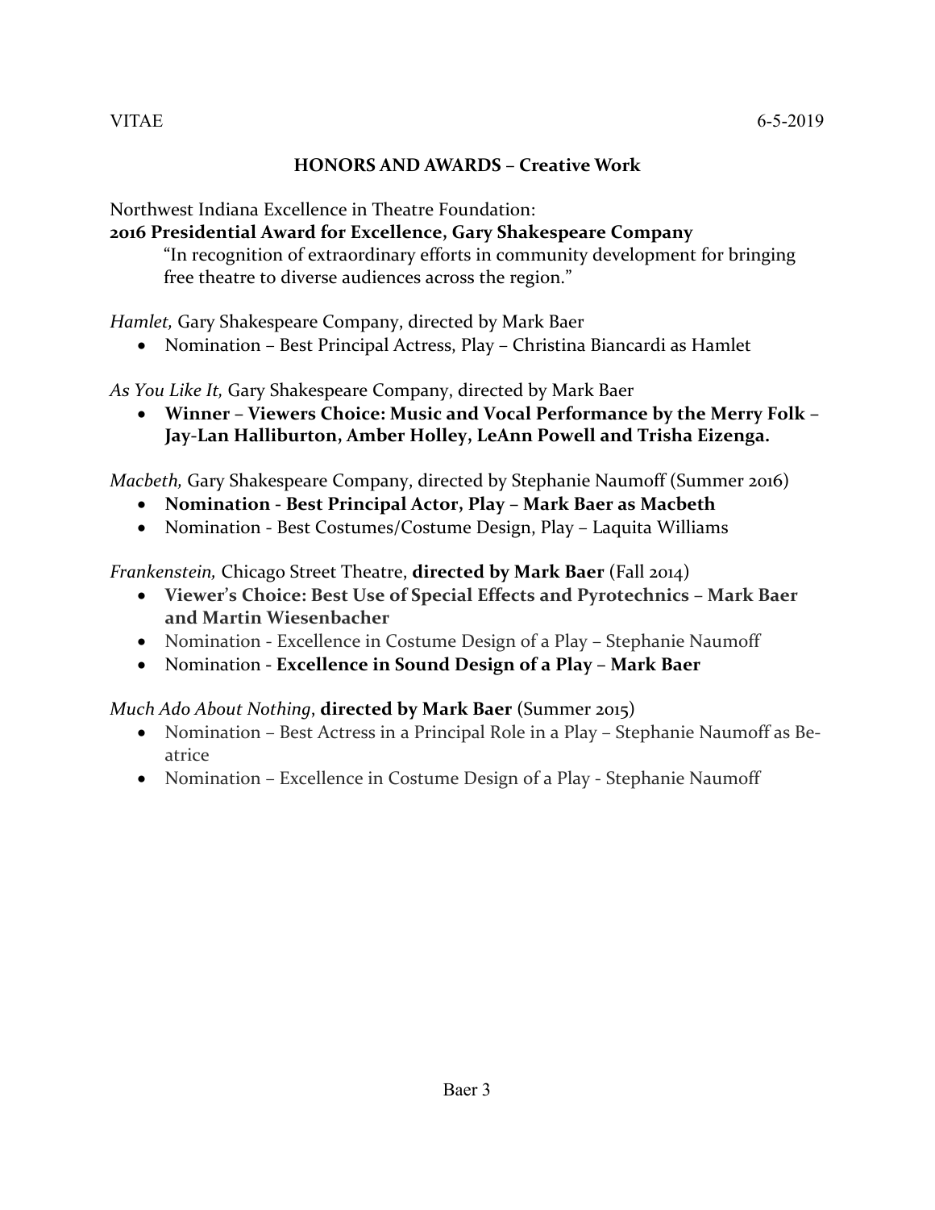## HONORS AND AWARDS – Creative Work

Northwest Indiana Excellence in Theatre Foundation:

**2016 Presidential Award for Excellence, Gary Shakespeare Company**

"In recognition of extraordinary efforts in community development for bringing free theatre to diverse audiences across the region."

*Hamlet,* Gary Shakespeare Company, directed by Mark Baer

- Nomination – Best Principal Actress, Play – Christina Biancardi as Hamlet

*As You Like It,* Gary Shakespeare Company, directed by Mark Baer

- **Winner – Viewers Choice: Music and Vocal Performance by the Merry Folk – Jay-Lan Halliburton, Amber Holley, LeAnn Powell and Trisha Eizenga.**

*Macbeth,* Gary Shakespeare Company, directed by Stephanie Naumoff (Summer 2016)

- **Nomination - Best Principal Actor, Play – Mark Baer as Macbeth**
- Nomination - Best Costumes/Costume Design, Play – Laquita Williams

*Frankenstein,* Chicago Street Theatre, **directed by Mark Baer** (Fall 2014)

- **Viewer's Choice: Best Use of Special Effects and Pyrotechnics – Mark Baer and Martin Wiesenbacher**
- Nomination - Excellence in Costume Design of a Play – Stephanie Naumoff
- Nomination - **Excellence in Sound Design of a Play – Mark Baer**

*Much Ado About Nothing*, **directed by Mark Baer** (Summer 2015)

- Nomination – Best Actress in a Principal Role in a Play – Stephanie Naumoff as Beatrice
- Nomination – Excellence in Costume Design of a Play - Stephanie Naumoff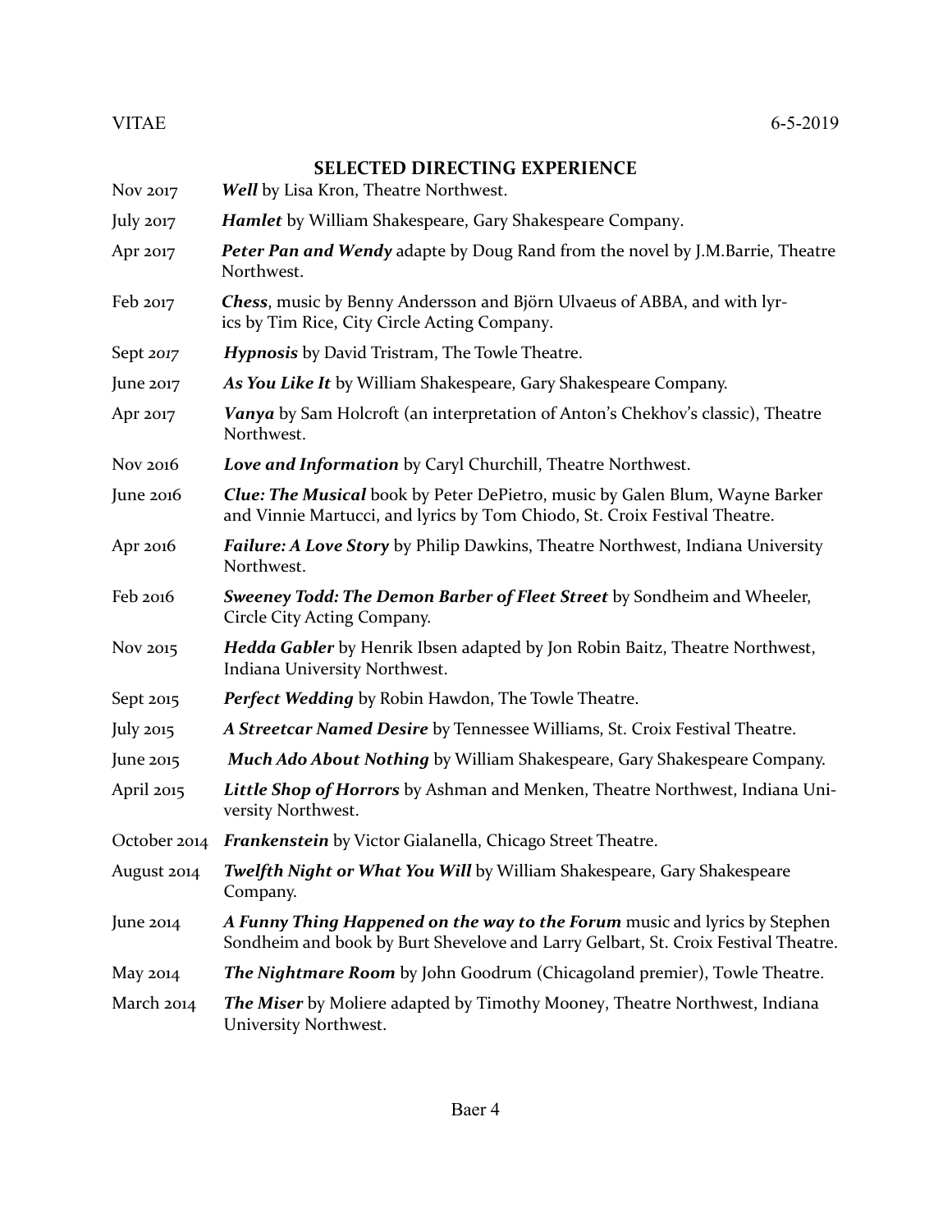VITAE 6-5-2019

## SELECTED DIRECTING EXPERIENCE

| | |
|---|---|
| Nov 2017 | ***Well*** by Lisa Kron, Theatre Northwest. |
| July 2017 | ***Hamlet*** by William Shakespeare, Gary Shakespeare Company. |
| Apr 2017 | ***Peter Pan and Wendy*** adapte by Doug Rand from the novel by J.M.Barrie, Theatre Northwest. |
| Feb 2017 | ***Chess***, music by Benny Andersson and Björn Ulvaeus of ABBA, and with lyrics by Tim Rice, City Circle Acting Company. |
| Sept 2017 | ***Hypnosis*** by David Tristram, The Towle Theatre. |
| June 2017 | ***As You Like It*** by William Shakespeare, Gary Shakespeare Company. |
| Apr 2017 | ***Vanya*** by Sam Holcroft (an interpretation of Anton's Chekhov's classic), Theatre Northwest. |
| Nov 2016 | ***Love and Information*** by Caryl Churchill, Theatre Northwest. |
| June 2016 | ***Clue: The Musical*** book by Peter DePietro, music by Galen Blum, Wayne Barker and Vinnie Martucci, and lyrics by Tom Chiodo, St. Croix Festival Theatre. |
| Apr 2016 | ***Failure: A Love Story*** by Philip Dawkins, Theatre Northwest, Indiana University Northwest. |
| Feb 2016 | ***Sweeney Todd: The Demon Barber of Fleet Street*** by Sondheim and Wheeler, Circle City Acting Company. |
| Nov 2015 | ***Hedda Gabler*** by Henrik Ibsen adapted by Jon Robin Baitz, Theatre Northwest, Indiana University Northwest. |
| Sept 2015 | ***Perfect Wedding*** by Robin Hawdon, The Towle Theatre. |
| July 2015 | ***A Streetcar Named Desire*** by Tennessee Williams, St. Croix Festival Theatre. |
| June 2015 | ***Much Ado About Nothing*** by William Shakespeare, Gary Shakespeare Company. |
| April 2015 | ***Little Shop of Horrors*** by Ashman and Menken, Theatre Northwest, Indiana University Northwest. |
| October 2014 | ***Frankenstein*** by Victor Gialanella, Chicago Street Theatre. |
| August 2014 | ***Twelfth Night or What You Will*** by William Shakespeare, Gary Shakespeare Company. |
| June 2014 | ***A Funny Thing Happened on the way to the Forum*** music and lyrics by Stephen Sondheim and book by Burt Shevelove and Larry Gelbart, St. Croix Festival Theatre. |
| May 2014 | ***The Nightmare Room*** by John Goodrum (Chicagoland premier), Towle Theatre. |
| March 2014 | ***The Miser*** by Moliere adapted by Timothy Mooney, Theatre Northwest, Indiana University Northwest. |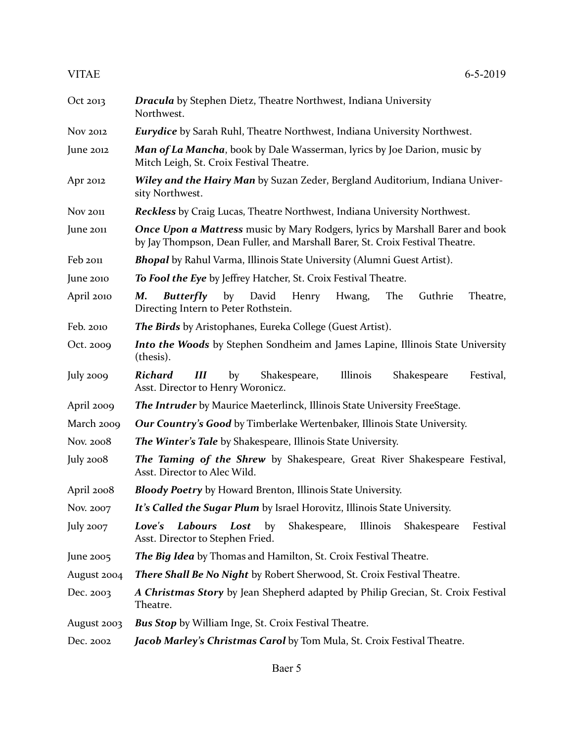| | |
|---|---|
| Oct 2013 | ***Dracula*** by Stephen Dietz, Theatre Northwest, Indiana University Northwest. |
| Nov 2012 | ***Eurydice*** by Sarah Ruhl, Theatre Northwest, Indiana University Northwest. |
| June 2012 | ***Man of La Mancha***, book by Dale Wasserman, lyrics by Joe Darion, music by Mitch Leigh, St. Croix Festival Theatre. |
| Apr 2012 | ***Wiley and the Hairy Man*** by Suzan Zeder, Bergland Auditorium, Indiana University Northwest. |
| Nov 2011 | ***Reckless*** by Craig Lucas, Theatre Northwest, Indiana University Northwest. |
| June 2011 | ***Once Upon a Mattress*** music by Mary Rodgers, lyrics by Marshall Barer and book by Jay Thompson, Dean Fuller, and Marshall Barer, St. Croix Festival Theatre. |
| Feb 2011 | ***Bhopal*** by Rahul Varma, Illinois State University (Alumni Guest Artist). |
| June 2010 | ***To Fool the Eye*** by Jeffrey Hatcher, St. Croix Festival Theatre. |
| April 2010 | ***M. Butterfly*** by David Henry Hwang, The Guthrie Theatre, Directing Intern to Peter Rothstein. |
| Feb. 2010 | ***The Birds*** by Aristophanes, Eureka College (Guest Artist). |
| Oct. 2009 | ***Into the Woods*** by Stephen Sondheim and James Lapine, Illinois State University (thesis). |
| July 2009 | ***Richard III*** by Shakespeare, Illinois Shakespeare Festival, Asst. Director to Henry Woronicz. |
| April 2009 | ***The Intruder*** by Maurice Maeterlinck, Illinois State University FreeStage. |
| March 2009 | ***Our Country's Good*** by Timberlake Wertenbaker, Illinois State University. |
| Nov. 2008 | ***The Winter's Tale*** by Shakespeare, Illinois State University. |
| July 2008 | ***The Taming of the Shrew*** by Shakespeare, Great River Shakespeare Festival, Asst. Director to Alec Wild. |
| April 2008 | ***Bloody Poetry*** by Howard Brenton, Illinois State University. |
| Nov. 2007 | ***It's Called the Sugar Plum*** by Israel Horovitz, Illinois State University. |
| July 2007 | ***Love's Labours Lost*** by Shakespeare, Illinois Shakespeare Festival Asst. Director to Stephen Fried. |
| June 2005 | ***The Big Idea*** by Thomas and Hamilton, St. Croix Festival Theatre. |
| August 2004 | ***There Shall Be No Night*** by Robert Sherwood, St. Croix Festival Theatre. |
| Dec. 2003 | ***A Christmas Story*** by Jean Shepherd adapted by Philip Grecian, St. Croix Festival Theatre. |
| August 2003 | ***Bus Stop*** by William Inge, St. Croix Festival Theatre. |
| Dec. 2002 | ***Jacob Marley's Christmas Carol*** by Tom Mula, St. Croix Festival Theatre. |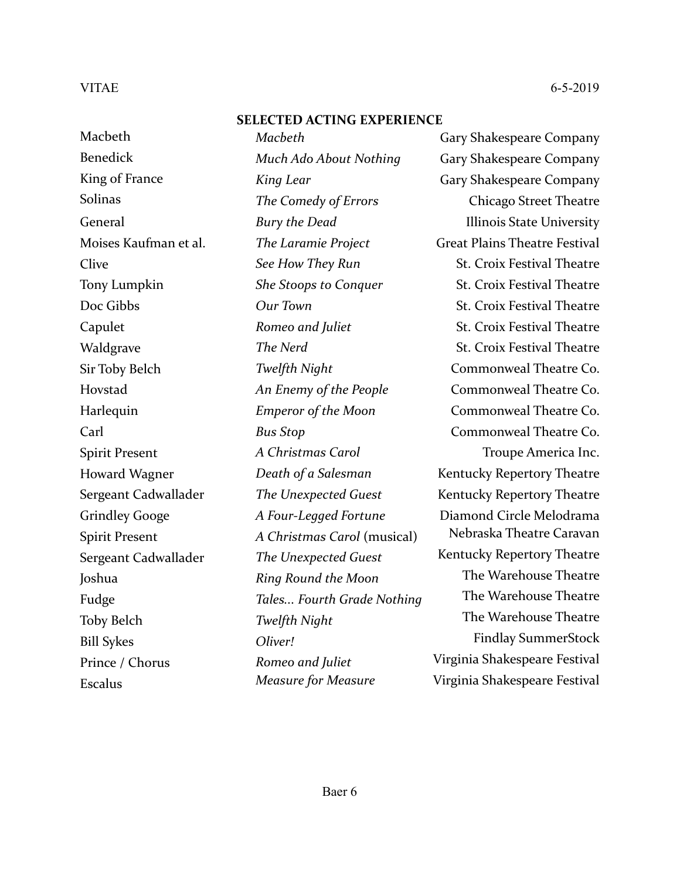## SELECTED ACTING EXPERIENCE

| Role | Production | Company |
|---|---|---|
| Macbeth | *Macbeth* | Gary Shakespeare Company |
| Benedick | *Much Ado About Nothing* | Gary Shakespeare Company |
| King of France | *King Lear* | Gary Shakespeare Company |
| Solinas | *The Comedy of Errors* | Chicago Street Theatre |
| General | *Bury the Dead* | Illinois State University |
| Moises Kaufman et al. | *The Laramie Project* | Great Plains Theatre Festival |
| Clive | *See How They Run* | St. Croix Festival Theatre |
| Tony Lumpkin | *She Stoops to Conquer* | St. Croix Festival Theatre |
| Doc Gibbs | *Our Town* | St. Croix Festival Theatre |
| Capulet | *Romeo and Juliet* | St. Croix Festival Theatre |
| Waldgrave | *The Nerd* | St. Croix Festival Theatre |
| Sir Toby Belch | *Twelfth Night* | Commonweal Theatre Co. |
| Hovstad | *An Enemy of the People* | Commonweal Theatre Co. |
| Harlequin | *Emperor of the Moon* | Commonweal Theatre Co. |
| Carl | *Bus Stop* | Commonweal Theatre Co. |
| Spirit Present | *A Christmas Carol* | Troupe America Inc. |
| Howard Wagner | *Death of a Salesman* | Kentucky Repertory Theatre |
| Sergeant Cadwallader | *The Unexpected Guest* | Kentucky Repertory Theatre |
| Grindley Googe | *A Four-Legged Fortune* | Diamond Circle Melodrama |
| Spirit Present | *A Christmas Carol* (musical) | Nebraska Theatre Caravan |
| Sergeant Cadwallader | *The Unexpected Guest* | Kentucky Repertory Theatre |
| Joshua | *Ring Round the Moon* | The Warehouse Theatre |
| Fudge | *Tales... Fourth Grade Nothing* | The Warehouse Theatre |
| Toby Belch | *Twelfth Night* | The Warehouse Theatre |
| Bill Sykes | *Oliver!* | Findlay SummerStock |
| Prince / Chorus | *Romeo and Juliet* | Virginia Shakespeare Festival |
| Escalus | *Measure for Measure* | Virginia Shakespeare Festival |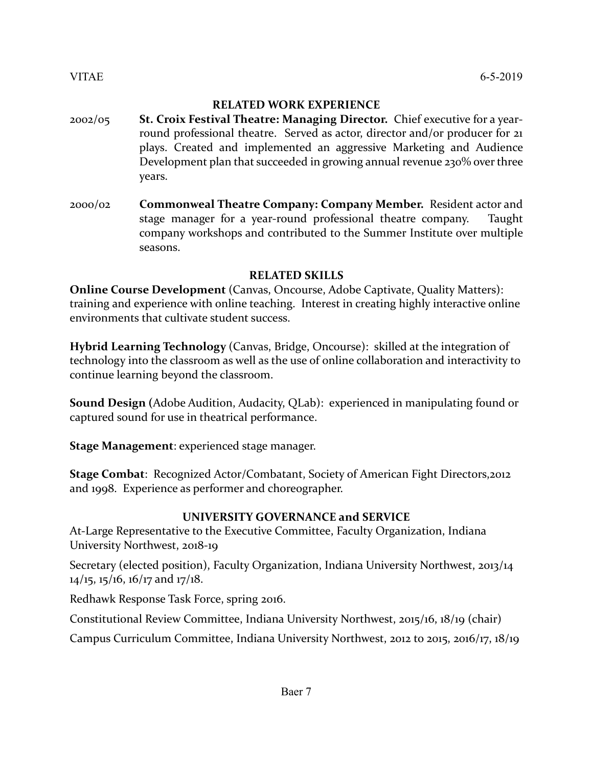## RELATED WORK EXPERIENCE

2002/05 **St. Croix Festival Theatre: Managing Director.** Chief executive for a year-round professional theatre. Served as actor, director and/or producer for 21 plays. Created and implemented an aggressive Marketing and Audience Development plan that succeeded in growing annual revenue 230% over three years.

2000/02 **Commonweal Theatre Company: Company Member.** Resident actor and stage manager for a year-round professional theatre company. Taught company workshops and contributed to the Summer Institute over multiple seasons.

## RELATED SKILLS

**Online Course Development** (Canvas, Oncourse, Adobe Captivate, Quality Matters): training and experience with online teaching. Interest in creating highly interactive online environments that cultivate student success.

**Hybrid Learning Technology** (Canvas, Bridge, Oncourse): skilled at the integration of technology into the classroom as well as the use of online collaboration and interactivity to continue learning beyond the classroom.

**Sound Design** (Adobe Audition, Audacity, QLab): experienced in manipulating found or captured sound for use in theatrical performance.

**Stage Management**: experienced stage manager.

**Stage Combat**: Recognized Actor/Combatant, Society of American Fight Directors,2012 and 1998. Experience as performer and choreographer.

## UNIVERSITY GOVERNANCE and SERVICE

At-Large Representative to the Executive Committee, Faculty Organization, Indiana University Northwest, 2018-19

Secretary (elected position), Faculty Organization, Indiana University Northwest, 2013/14 14/15, 15/16, 16/17 and 17/18.

Redhawk Response Task Force, spring 2016.

Constitutional Review Committee, Indiana University Northwest, 2015/16, 18/19 (chair)

Campus Curriculum Committee, Indiana University Northwest, 2012 to 2015, 2016/17, 18/19